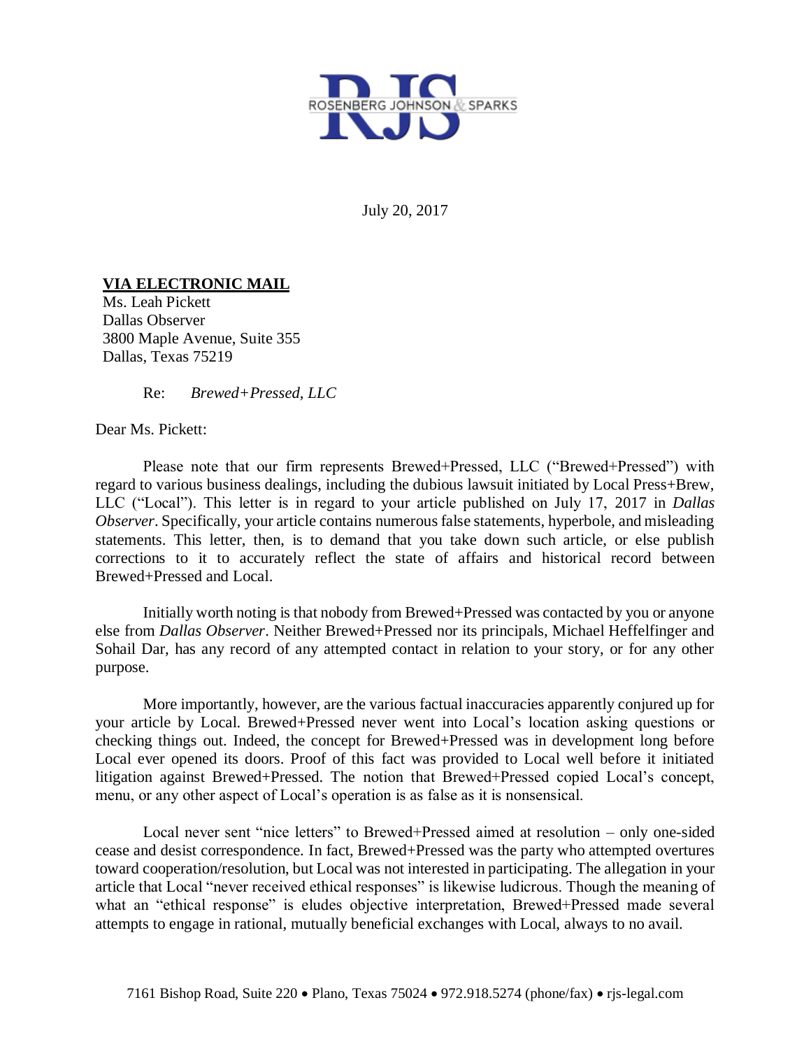RJS
ROSENBERG JOHNSON & SPARKS

July 20, 2017

**VIA ELECTRONIC MAIL**
Ms. Leah Pickett
Dallas Observer
3800 Maple Avenue, Suite 355
Dallas, Texas 75219

Re: *Brewed+Pressed, LLC*

Dear Ms. Pickett:

Please note that our firm represents Brewed+Pressed, LLC ("Brewed+Pressed") with regard to various business dealings, including the dubious lawsuit initiated by Local Press+Brew, LLC ("Local"). This letter is in regard to your article published on July 17, 2017 in *Dallas Observer*. Specifically, your article contains numerous false statements, hyperbole, and misleading statements. This letter, then, is to demand that you take down such article, or else publish corrections to it to accurately reflect the state of affairs and historical record between Brewed+Pressed and Local.

Initially worth noting is that nobody from Brewed+Pressed was contacted by you or anyone else from *Dallas Observer*. Neither Brewed+Pressed nor its principals, Michael Heffelfinger and Sohail Dar, has any record of any attempted contact in relation to your story, or for any other purpose.

More importantly, however, are the various factual inaccuracies apparently conjured up for your article by Local. Brewed+Pressed never went into Local's location asking questions or checking things out. Indeed, the concept for Brewed+Pressed was in development long before Local ever opened its doors. Proof of this fact was provided to Local well before it initiated litigation against Brewed+Pressed. The notion that Brewed+Pressed copied Local's concept, menu, or any other aspect of Local's operation is as false as it is nonsensical.

Local never sent "nice letters" to Brewed+Pressed aimed at resolution – only one-sided cease and desist correspondence. In fact, Brewed+Pressed was the party who attempted overtures toward cooperation/resolution, but Local was not interested in participating. The allegation in your article that Local "never received ethical responses" is likewise ludicrous. Though the meaning of what an "ethical response" is eludes objective interpretation, Brewed+Pressed made several attempts to engage in rational, mutually beneficial exchanges with Local, always to no avail.

7161 Bishop Road, Suite 220 • Plano, Texas 75024 • 972.918.5274 (phone/fax) • rjs-legal.com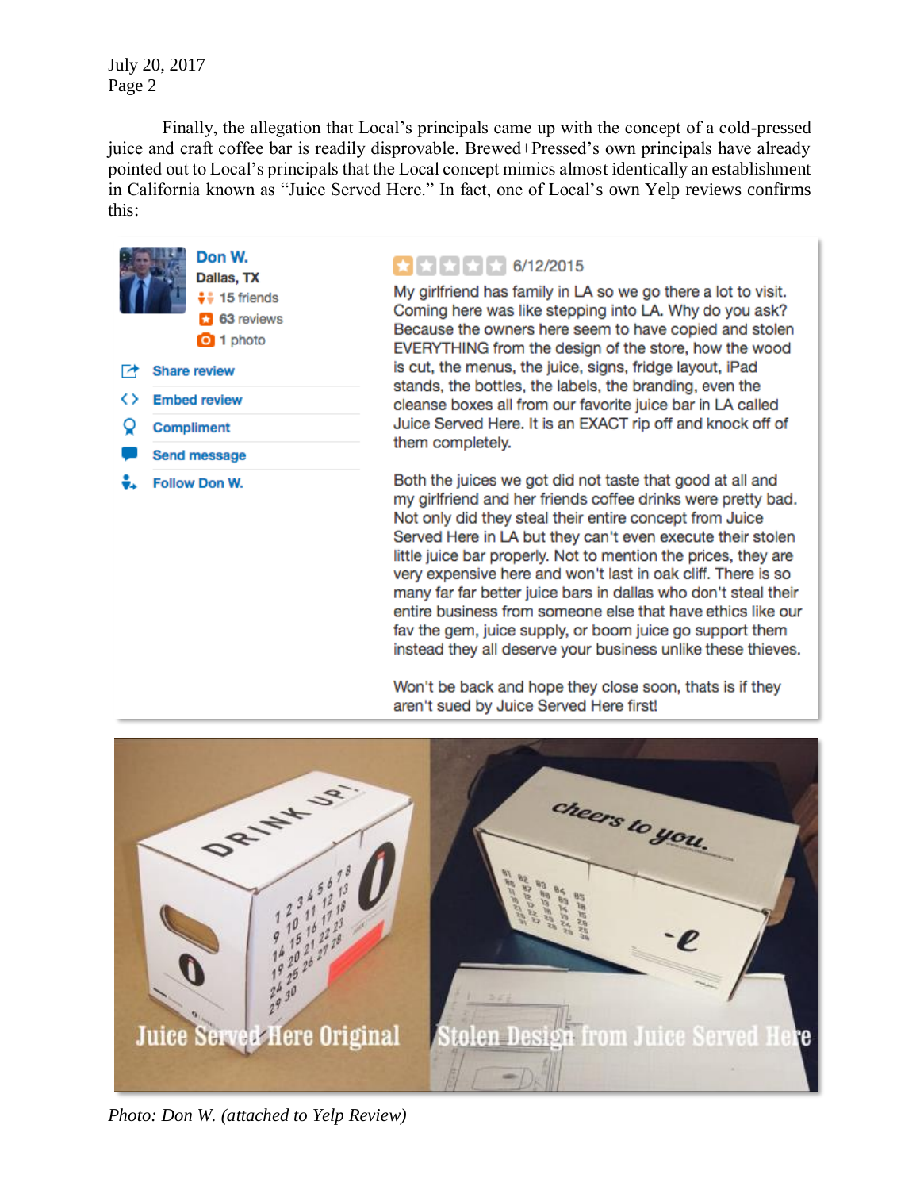Finally, the allegation that Local's principals came up with the concept of a cold-pressed juice and craft coffee bar is readily disprovable. Brewed+Pressed's own principals have already pointed out to Local's principals that the Local concept mimics almost identically an establishment in California known as "Juice Served Here." In fact, one of Local's own Yelp reviews confirms this:

**Don W.**
Dallas, TX
15 friends
63 reviews
1 photo

Share review
Embed review
Compliment
Send message
Follow Don W.

6/12/2015

My girlfriend has family in LA so we go there a lot to visit. Coming here was like stepping into LA. Why do you ask? Because the owners here seem to have copied and stolen EVERYTHING from the design of the store, how the wood is cut, the menus, the juice, signs, fridge layout, iPad stands, the bottles, the labels, the branding, even the cleanse boxes all from our favorite juice bar in LA called Juice Served Here. It is an EXACT rip off and knock off of them completely.

Both the juices we got did not taste that good at all and my girlfriend and her friends coffee drinks were pretty bad. Not only did they steal their entire concept from Juice Served Here in LA but they can't even execute their stolen little juice bar properly. Not to mention the prices, they are very expensive here and won't last in oak cliff. There is so many far far better juice bars in dallas who don't steal their entire business from someone else that have ethics like our fav the gem, juice supply, or boom juice go support them instead they all deserve your business unlike these thieves.

Won't be back and hope they close soon, thats is if they aren't sued by Juice Served Here first!

Juice Served Here Original | Stolen Design from Juice Served Here

*Photo: Don W. (attached to Yelp Review)*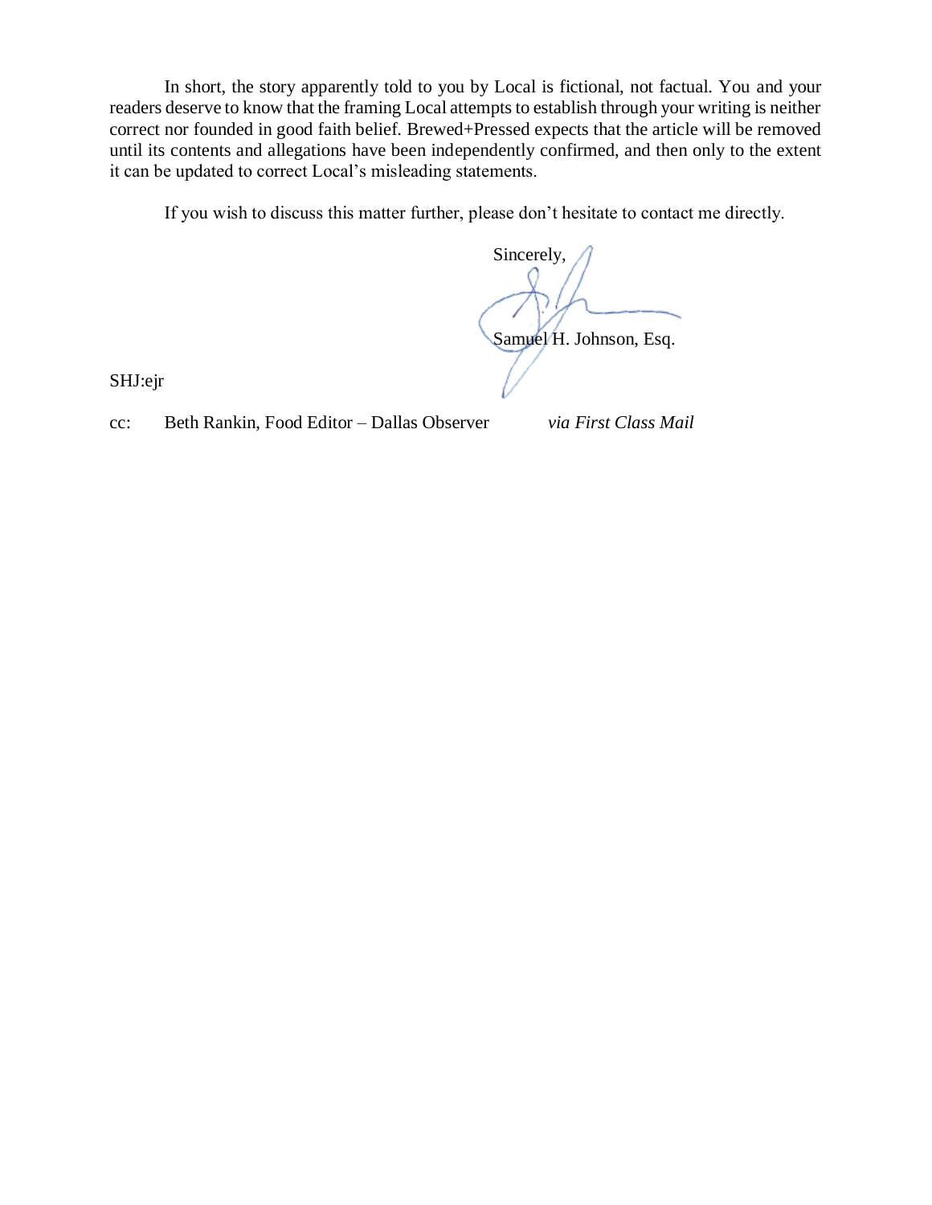In short, the story apparently told to you by Local is fictional, not factual. You and your readers deserve to know that the framing Local attempts to establish through your writing is neither correct nor founded in good faith belief. Brewed+Pressed expects that the article will be removed until its contents and allegations have been independently confirmed, and then only to the extent it can be updated to correct Local's misleading statements.

If you wish to discuss this matter further, please don't hesitate to contact me directly.

Sincerely,

Samuel H. Johnson, Esq.

SHJ:ejr

cc: Beth Rankin, Food Editor – Dallas Observer *via First Class Mail*